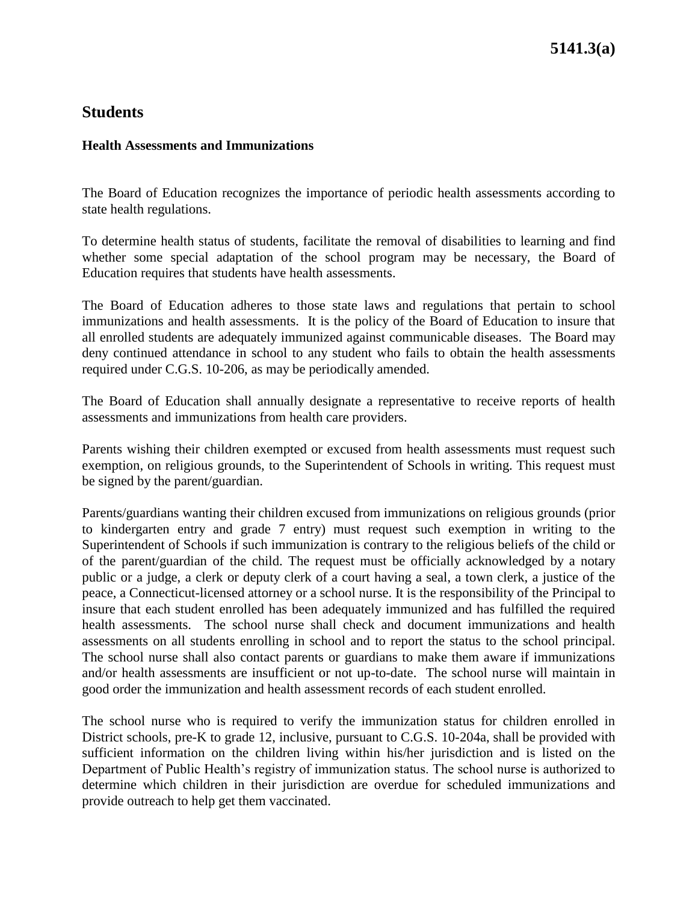# 5141.3(a)

## Students

### Health Assessments and Immunizations

The Board of Education recognizes the importance of periodic health assessments according to state health regulations.

To determine health status of students, facilitate the removal of disabilities to learning and find whether some special adaptation of the school program may be necessary, the Board of Education requires that students have health assessments.

The Board of Education adheres to those state laws and regulations that pertain to school immunizations and health assessments. It is the policy of the Board of Education to insure that all enrolled students are adequately immunized against communicable diseases. The Board may deny continued attendance in school to any student who fails to obtain the health assessments required under C.G.S. 10-206, as may be periodically amended.

The Board of Education shall annually designate a representative to receive reports of health assessments and immunizations from health care providers.

Parents wishing their children exempted or excused from health assessments must request such exemption, on religious grounds, to the Superintendent of Schools in writing. This request must be signed by the parent/guardian.

Parents/guardians wanting their children excused from immunizations on religious grounds (prior to kindergarten entry and grade 7 entry) must request such exemption in writing to the Superintendent of Schools if such immunization is contrary to the religious beliefs of the child or of the parent/guardian of the child. The request must be officially acknowledged by a notary public or a judge, a clerk or deputy clerk of a court having a seal, a town clerk, a justice of the peace, a Connecticut-licensed attorney or a school nurse. It is the responsibility of the Principal to insure that each student enrolled has been adequately immunized and has fulfilled the required health assessments. The school nurse shall check and document immunizations and health assessments on all students enrolling in school and to report the status to the school principal. The school nurse shall also contact parents or guardians to make them aware if immunizations and/or health assessments are insufficient or not up-to-date. The school nurse will maintain in good order the immunization and health assessment records of each student enrolled.

The school nurse who is required to verify the immunization status for children enrolled in District schools, pre-K to grade 12, inclusive, pursuant to C.G.S. 10-204a, shall be provided with sufficient information on the children living within his/her jurisdiction and is listed on the Department of Public Health's registry of immunization status. The school nurse is authorized to determine which children in their jurisdiction are overdue for scheduled immunizations and provide outreach to help get them vaccinated.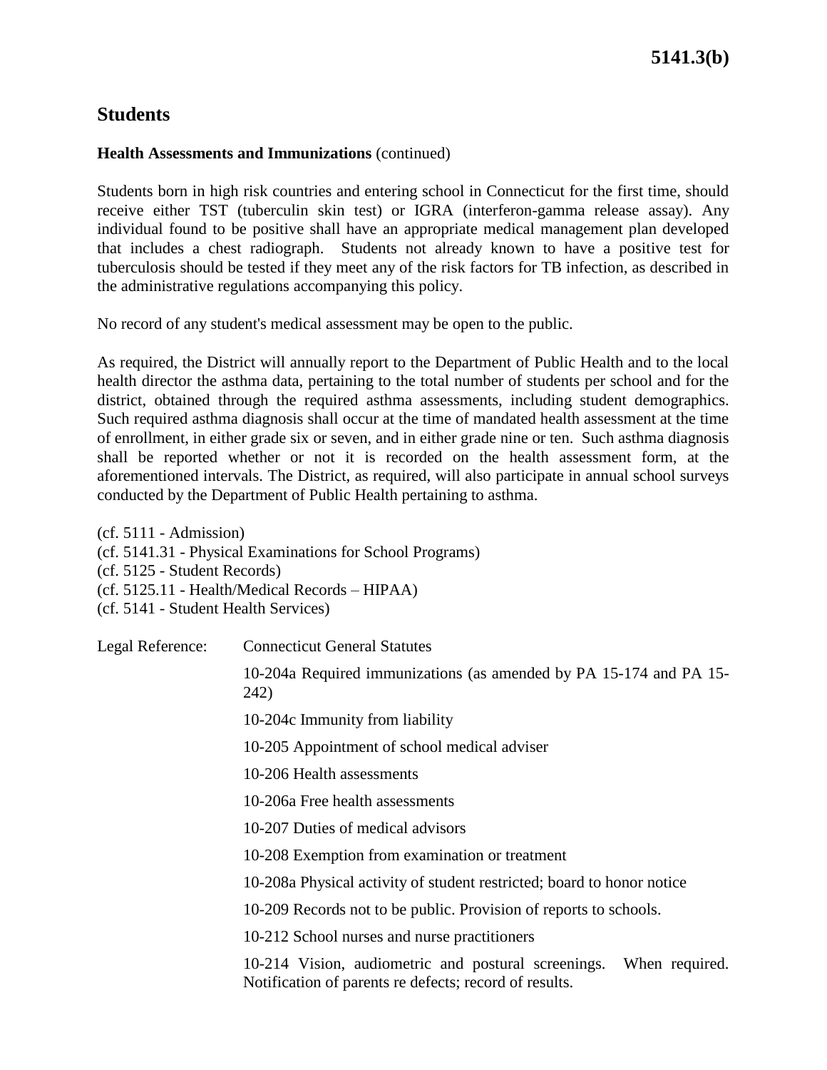## Students

**Health Assessments and Immunizations** (continued)

Students born in high risk countries and entering school in Connecticut for the first time, should receive either TST (tuberculin skin test) or IGRA (interferon-gamma release assay). Any individual found to be positive shall have an appropriate medical management plan developed that includes a chest radiograph. Students not already known to have a positive test for tuberculosis should be tested if they meet any of the risk factors for TB infection, as described in the administrative regulations accompanying this policy.

No record of any student's medical assessment may be open to the public.

As required, the District will annually report to the Department of Public Health and to the local health director the asthma data, pertaining to the total number of students per school and for the district, obtained through the required asthma assessments, including student demographics. Such required asthma diagnosis shall occur at the time of mandated health assessment at the time of enrollment, in either grade six or seven, and in either grade nine or ten. Such asthma diagnosis shall be reported whether or not it is recorded on the health assessment form, at the aforementioned intervals. The District, as required, will also participate in annual school surveys conducted by the Department of Public Health pertaining to asthma.

(cf. 5111 - Admission)
(cf. 5141.31 - Physical Examinations for School Programs)
(cf. 5125 - Student Records)
(cf. 5125.11 - Health/Medical Records – HIPAA)
(cf. 5141 - Student Health Services)

Legal Reference: Connecticut General Statutes

10-204a Required immunizations (as amended by PA 15-174 and PA 15-242)

10-204c Immunity from liability

10-205 Appointment of school medical adviser

10-206 Health assessments

10-206a Free health assessments

10-207 Duties of medical advisors

10-208 Exemption from examination or treatment

10-208a Physical activity of student restricted; board to honor notice

10-209 Records not to be public. Provision of reports to schools.

10-212 School nurses and nurse practitioners

10-214 Vision, audiometric and postural screenings. When required. Notification of parents re defects; record of results.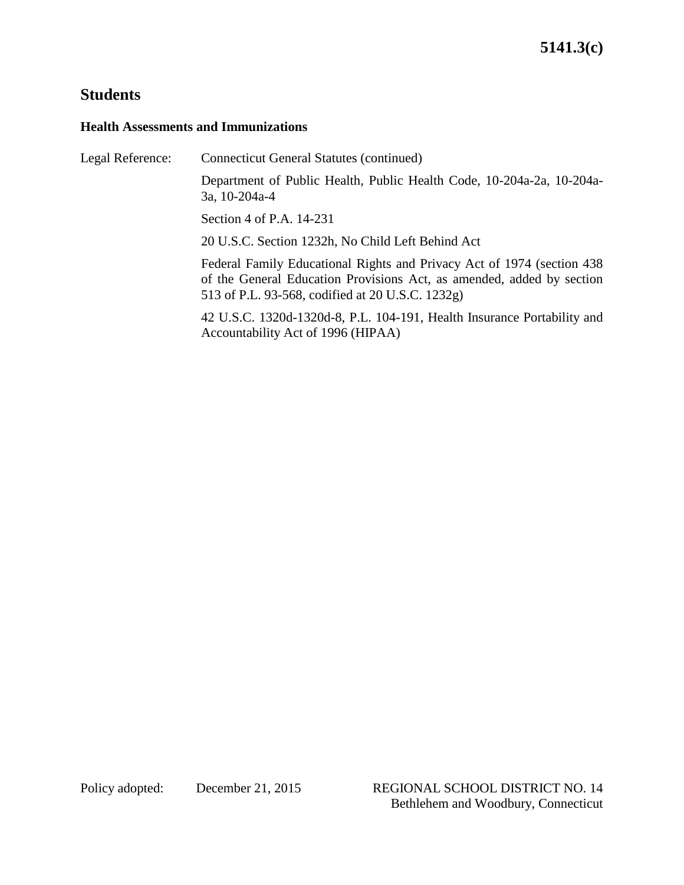## Students

### Health Assessments and Immunizations

Legal Reference: Connecticut General Statutes (continued)

Department of Public Health, Public Health Code, 10-204a-2a, 10-204a-3a, 10-204a-4

Section 4 of P.A. 14-231

20 U.S.C. Section 1232h, No Child Left Behind Act

Federal Family Educational Rights and Privacy Act of 1974 (section 438 of the General Education Provisions Act, as amended, added by section 513 of P.L. 93-568, codified at 20 U.S.C. 1232g)

42 U.S.C. 1320d-1320d-8, P.L. 104-191, Health Insurance Portability and Accountability Act of 1996 (HIPAA)

Policy adopted: December 21, 2015

REGIONAL SCHOOL DISTRICT NO. 14
Bethlehem and Woodbury, Connecticut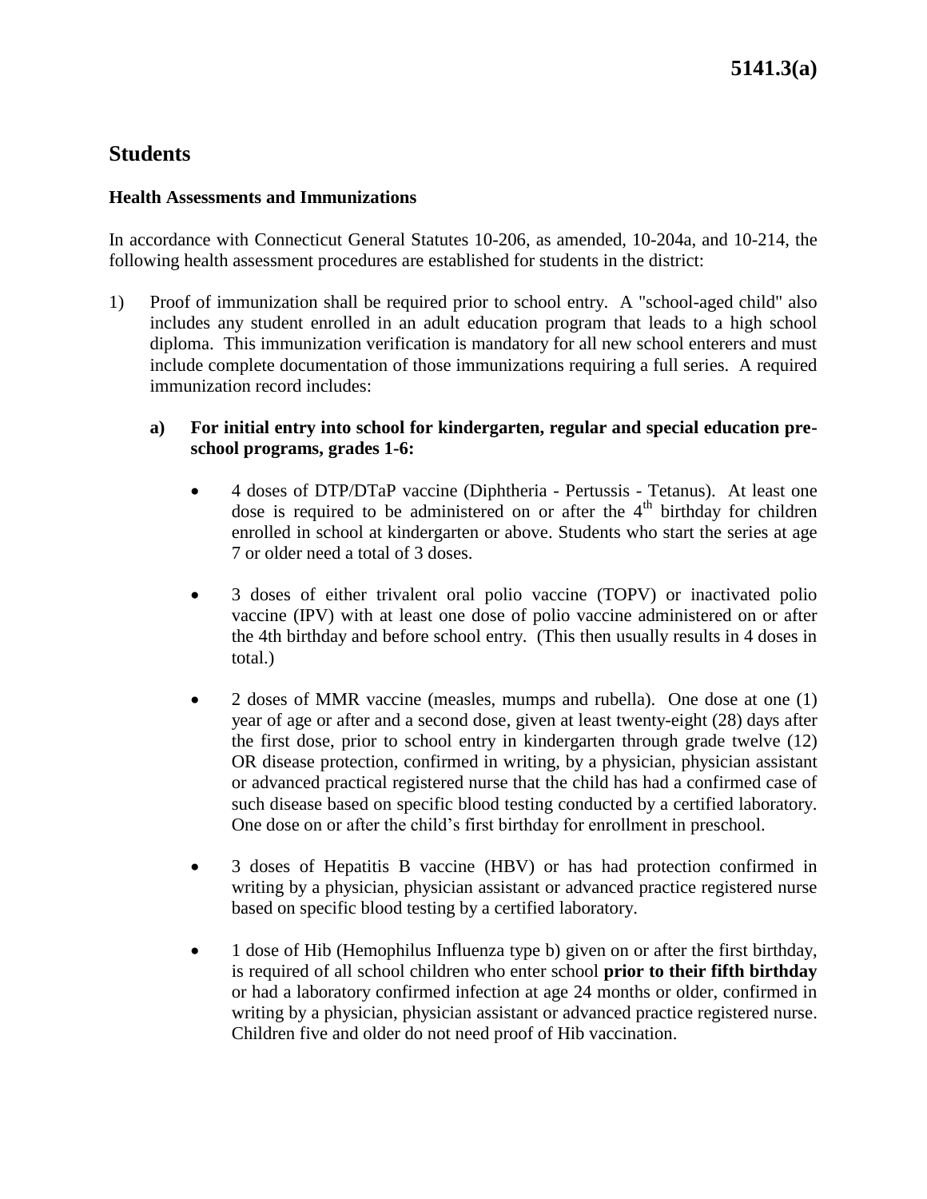# Students

## Health Assessments and Immunizations

In accordance with Connecticut General Statutes 10-206, as amended, 10-204a, and 10-214, the following health assessment procedures are established for students in the district:

1) Proof of immunization shall be required prior to school entry. A "school-aged child" also includes any student enrolled in an adult education program that leads to a high school diploma. This immunization verification is mandatory for all new school enterers and must include complete documentation of those immunizations requiring a full series. A required immunization record includes:

   **a) For initial entry into school for kindergarten, regular and special education pre-school programs, grades 1-6:**

   - 4 doses of DTP/DTaP vaccine (Diphtheria - Pertussis - Tetanus). At least one dose is required to be administered on or after the 4th birthday for children enrolled in school at kindergarten or above. Students who start the series at age 7 or older need a total of 3 doses.

   - 3 doses of either trivalent oral polio vaccine (TOPV) or inactivated polio vaccine (IPV) with at least one dose of polio vaccine administered on or after the 4th birthday and before school entry. (This then usually results in 4 doses in total.)

   - 2 doses of MMR vaccine (measles, mumps and rubella). One dose at one (1) year of age or after and a second dose, given at least twenty-eight (28) days after the first dose, prior to school entry in kindergarten through grade twelve (12) OR disease protection, confirmed in writing, by a physician, physician assistant or advanced practical registered nurse that the child has had a confirmed case of such disease based on specific blood testing conducted by a certified laboratory. One dose on or after the child's first birthday for enrollment in preschool.

   - 3 doses of Hepatitis B vaccine (HBV) or has had protection confirmed in writing by a physician, physician assistant or advanced practice registered nurse based on specific blood testing by a certified laboratory.

   - 1 dose of Hib (Hemophilus Influenza type b) given on or after the first birthday, is required of all school children who enter school **prior to their fifth birthday** or had a laboratory confirmed infection at age 24 months or older, confirmed in writing by a physician, physician assistant or advanced practice registered nurse. Children five and older do not need proof of Hib vaccination.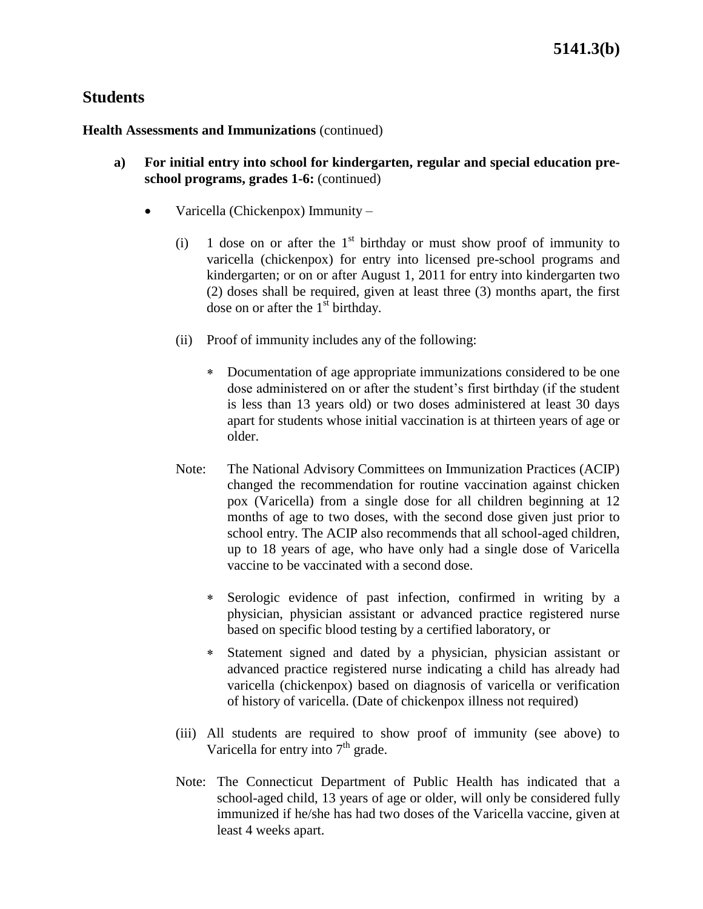## Students

**Health Assessments and Immunizations** (continued)

**a) For initial entry into school for kindergarten, regular and special education pre-school programs, grades 1-6:** (continued)

- Varicella (Chickenpox) Immunity –

  (i) 1 dose on or after the 1st birthday or must show proof of immunity to varicella (chickenpox) for entry into licensed pre-school programs and kindergarten; or on or after August 1, 2011 for entry into kindergarten two (2) doses shall be required, given at least three (3) months apart, the first dose on or after the 1st birthday.

  (ii) Proof of immunity includes any of the following:

  - Documentation of age appropriate immunizations considered to be one dose administered on or after the student's first birthday (if the student is less than 13 years old) or two doses administered at least 30 days apart for students whose initial vaccination is at thirteen years of age or older.

  Note: The National Advisory Committees on Immunization Practices (ACIP) changed the recommendation for routine vaccination against chicken pox (Varicella) from a single dose for all children beginning at 12 months of age to two doses, with the second dose given just prior to school entry. The ACIP also recommends that all school-aged children, up to 18 years of age, who have only had a single dose of Varicella vaccine to be vaccinated with a second dose.

  - Serologic evidence of past infection, confirmed in writing by a physician, physician assistant or advanced practice registered nurse based on specific blood testing by a certified laboratory, or
  - Statement signed and dated by a physician, physician assistant or advanced practice registered nurse indicating a child has already had varicella (chickenpox) based on diagnosis of varicella or verification of history of varicella. (Date of chickenpox illness not required)

  (iii) All students are required to show proof of immunity (see above) to Varicella for entry into 7th grade.

  Note: The Connecticut Department of Public Health has indicated that a school-aged child, 13 years of age or older, will only be considered fully immunized if he/she has had two doses of the Varicella vaccine, given at least 4 weeks apart.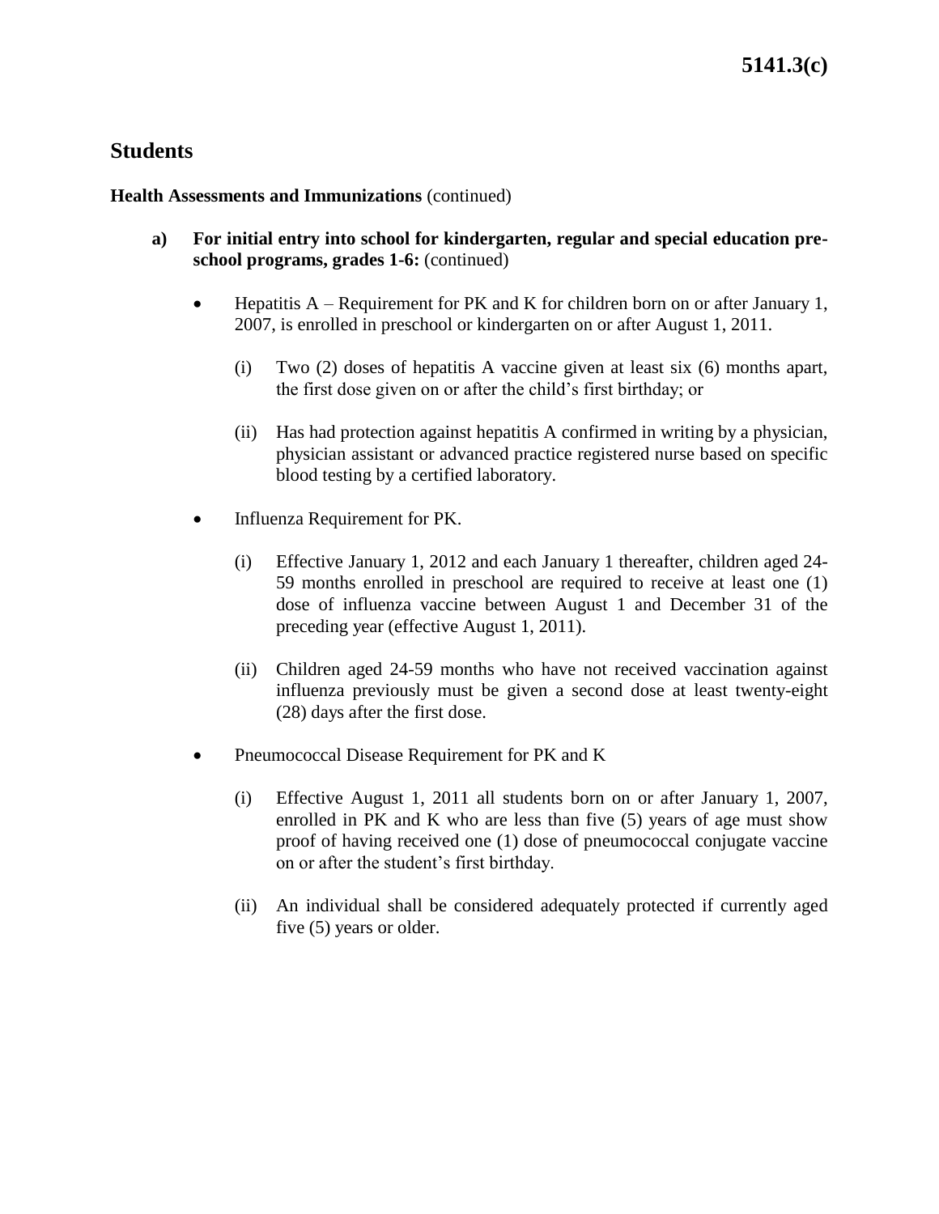## Students

**Health Assessments and Immunizations** (continued)

**a) For initial entry into school for kindergarten, regular and special education pre-school programs, grades 1-6:** (continued)

- Hepatitis A – Requirement for PK and K for children born on or after January 1, 2007, is enrolled in preschool or kindergarten on or after August 1, 2011.

  (i) Two (2) doses of hepatitis A vaccine given at least six (6) months apart, the first dose given on or after the child's first birthday; or

  (ii) Has had protection against hepatitis A confirmed in writing by a physician, physician assistant or advanced practice registered nurse based on specific blood testing by a certified laboratory.

- Influenza Requirement for PK.

  (i) Effective January 1, 2012 and each January 1 thereafter, children aged 24-59 months enrolled in preschool are required to receive at least one (1) dose of influenza vaccine between August 1 and December 31 of the preceding year (effective August 1, 2011).

  (ii) Children aged 24-59 months who have not received vaccination against influenza previously must be given a second dose at least twenty-eight (28) days after the first dose.

- Pneumococcal Disease Requirement for PK and K

  (i) Effective August 1, 2011 all students born on or after January 1, 2007, enrolled in PK and K who are less than five (5) years of age must show proof of having received one (1) dose of pneumococcal conjugate vaccine on or after the student's first birthday.

  (ii) An individual shall be considered adequately protected if currently aged five (5) years or older.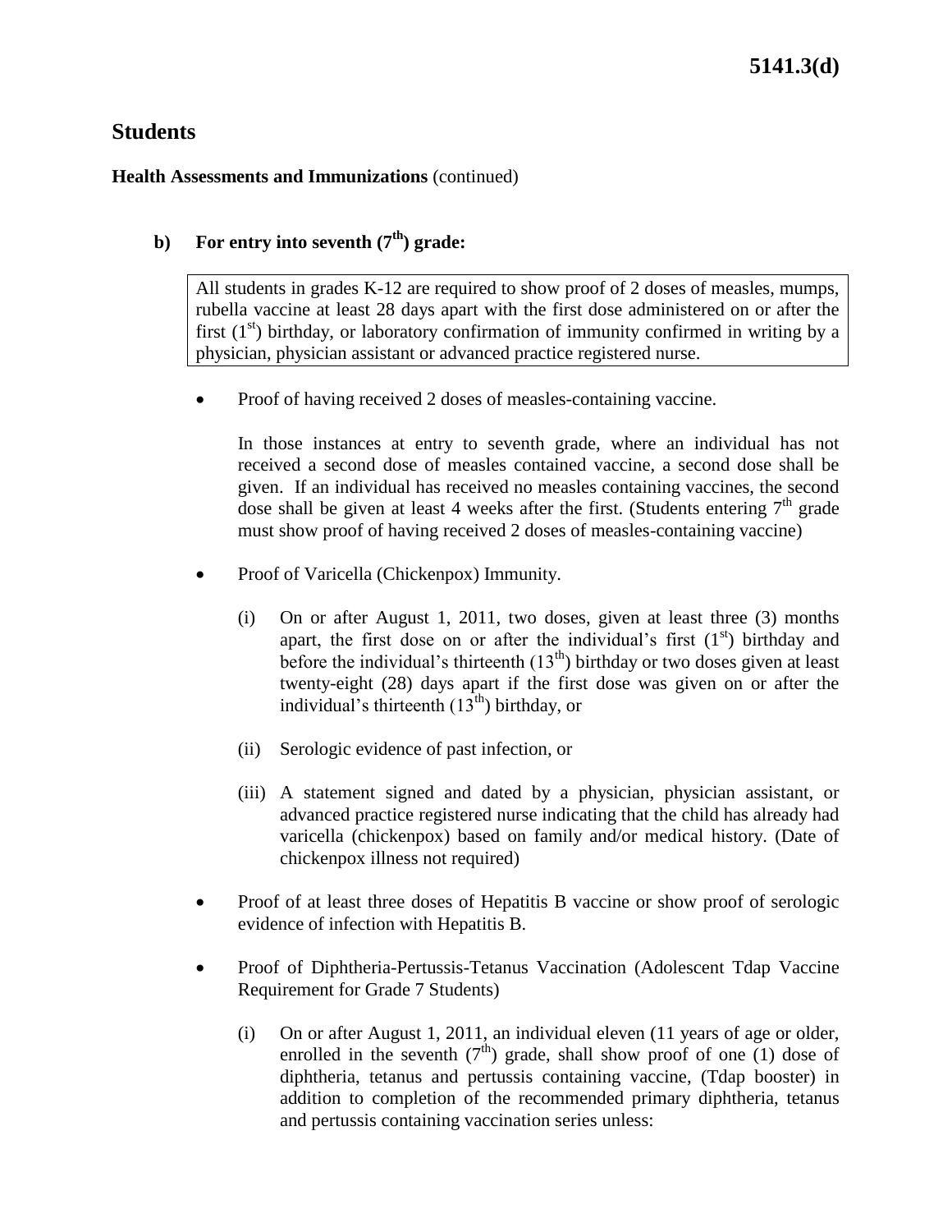## Students

**Health Assessments and Immunizations** (continued)

### b) For entry into seventh (7th) grade:

> All students in grades K-12 are required to show proof of 2 doses of measles, mumps, rubella vaccine at least 28 days apart with the first dose administered on or after the first (1st) birthday, or laboratory confirmation of immunity confirmed in writing by a physician, physician assistant or advanced practice registered nurse.

- Proof of having received 2 doses of measles-containing vaccine.

  In those instances at entry to seventh grade, where an individual has not received a second dose of measles contained vaccine, a second dose shall be given. If an individual has received no measles containing vaccines, the second dose shall be given at least 4 weeks after the first. (Students entering 7th grade must show proof of having received 2 doses of measles-containing vaccine)

- Proof of Varicella (Chickenpox) Immunity.

  (i) On or after August 1, 2011, two doses, given at least three (3) months apart, the first dose on or after the individual's first (1st) birthday and before the individual's thirteenth (13th) birthday or two doses given at least twenty-eight (28) days apart if the first dose was given on or after the individual's thirteenth (13th) birthday, or

  (ii) Serologic evidence of past infection, or

  (iii) A statement signed and dated by a physician, physician assistant, or advanced practice registered nurse indicating that the child has already had varicella (chickenpox) based on family and/or medical history. (Date of chickenpox illness not required)

- Proof of at least three doses of Hepatitis B vaccine or show proof of serologic evidence of infection with Hepatitis B.

- Proof of Diphtheria-Pertussis-Tetanus Vaccination (Adolescent Tdap Vaccine Requirement for Grade 7 Students)

  (i) On or after August 1, 2011, an individual eleven (11 years of age or older, enrolled in the seventh (7th) grade, shall show proof of one (1) dose of diphtheria, tetanus and pertussis containing vaccine, (Tdap booster) in addition to completion of the recommended primary diphtheria, tetanus and pertussis containing vaccination series unless: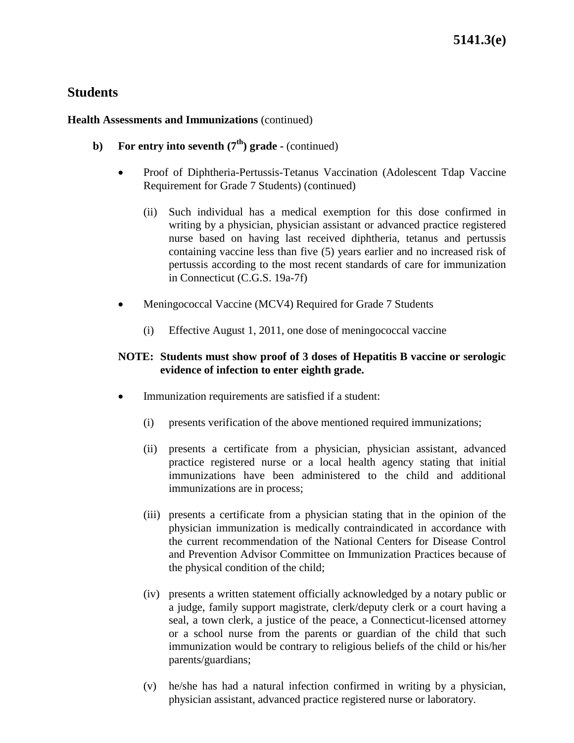## Students

**Health Assessments and Immunizations** (continued)

**b) For entry into seventh (7th) grade -** (continued)

- Proof of Diphtheria-Pertussis-Tetanus Vaccination (Adolescent Tdap Vaccine Requirement for Grade 7 Students) (continued)

  (ii) Such individual has a medical exemption for this dose confirmed in writing by a physician, physician assistant or advanced practice registered nurse based on having last received diphtheria, tetanus and pertussis containing vaccine less than five (5) years earlier and no increased risk of pertussis according to the most recent standards of care for immunization in Connecticut (C.G.S. 19a-7f)

- Meningococcal Vaccine (MCV4) Required for Grade 7 Students

  (i) Effective August 1, 2011, one dose of meningococcal vaccine

**NOTE: Students must show proof of 3 doses of Hepatitis B vaccine or serologic evidence of infection to enter eighth grade.**

- Immunization requirements are satisfied if a student:

  (i) presents verification of the above mentioned required immunizations;

  (ii) presents a certificate from a physician, physician assistant, advanced practice registered nurse or a local health agency stating that initial immunizations have been administered to the child and additional immunizations are in process;

  (iii) presents a certificate from a physician stating that in the opinion of the physician immunization is medically contraindicated in accordance with the current recommendation of the National Centers for Disease Control and Prevention Advisor Committee on Immunization Practices because of the physical condition of the child;

  (iv) presents a written statement officially acknowledged by a notary public or a judge, family support magistrate, clerk/deputy clerk or a court having a seal, a town clerk, a justice of the peace, a Connecticut-licensed attorney or a school nurse from the parents or guardian of the child that such immunization would be contrary to religious beliefs of the child or his/her parents/guardians;

  (v) he/she has had a natural infection confirmed in writing by a physician, physician assistant, advanced practice registered nurse or laboratory.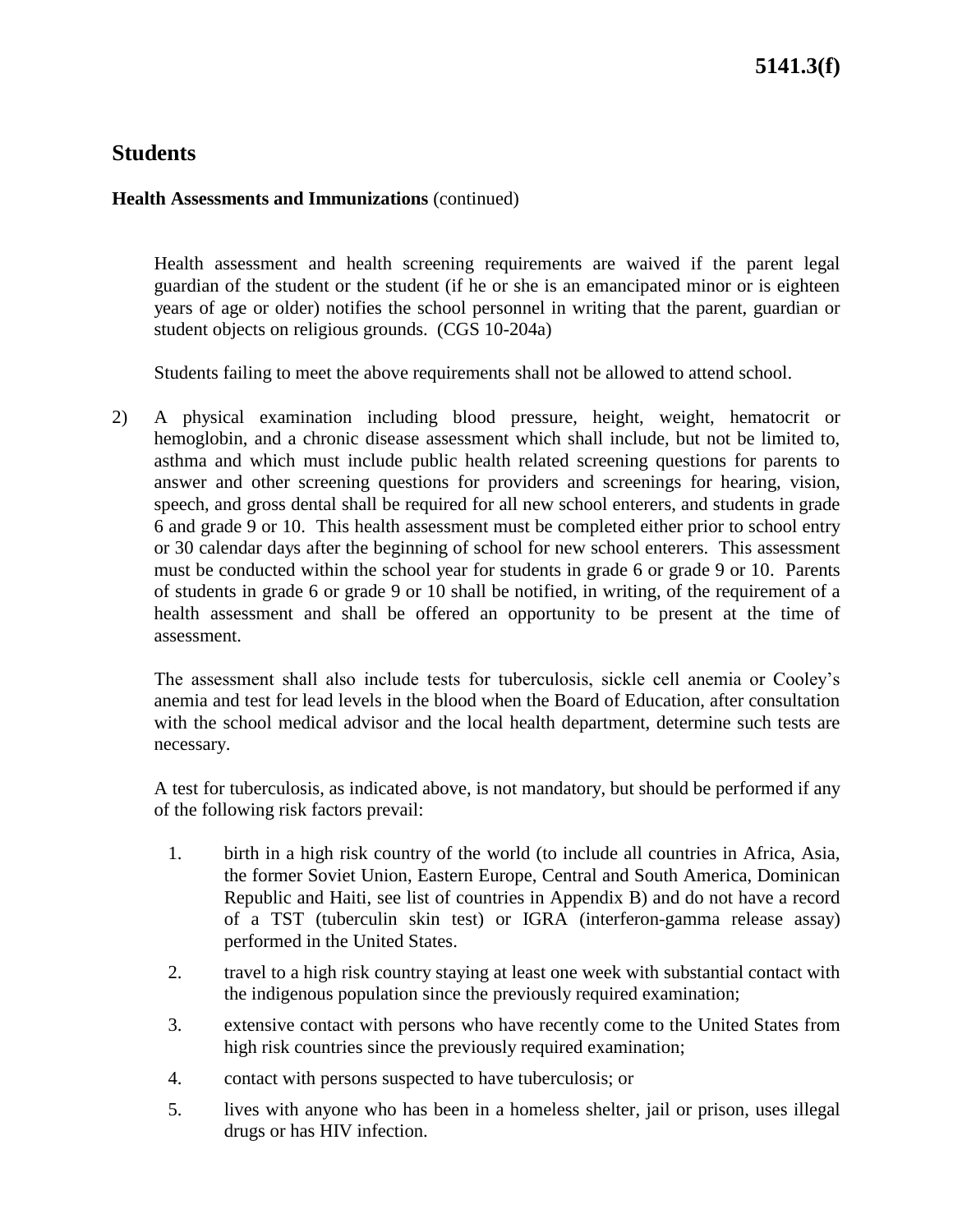## Students

**Health Assessments and Immunizations** (continued)

Health assessment and health screening requirements are waived if the parent legal guardian of the student or the student (if he or she is an emancipated minor or is eighteen years of age or older) notifies the school personnel in writing that the parent, guardian or student objects on religious grounds. (CGS 10-204a)

Students failing to meet the above requirements shall not be allowed to attend school.

2) A physical examination including blood pressure, height, weight, hematocrit or hemoglobin, and a chronic disease assessment which shall include, but not be limited to, asthma and which must include public health related screening questions for parents to answer and other screening questions for providers and screenings for hearing, vision, speech, and gross dental shall be required for all new school enterers, and students in grade 6 and grade 9 or 10. This health assessment must be completed either prior to school entry or 30 calendar days after the beginning of school for new school enterers. This assessment must be conducted within the school year for students in grade 6 or grade 9 or 10. Parents of students in grade 6 or grade 9 or 10 shall be notified, in writing, of the requirement of a health assessment and shall be offered an opportunity to be present at the time of assessment.

   The assessment shall also include tests for tuberculosis, sickle cell anemia or Cooley's anemia and test for lead levels in the blood when the Board of Education, after consultation with the school medical advisor and the local health department, determine such tests are necessary.

   A test for tuberculosis, as indicated above, is not mandatory, but should be performed if any of the following risk factors prevail:

   1. birth in a high risk country of the world (to include all countries in Africa, Asia, the former Soviet Union, Eastern Europe, Central and South America, Dominican Republic and Haiti, see list of countries in Appendix B) and do not have a record of a TST (tuberculin skin test) or IGRA (interferon-gamma release assay) performed in the United States.
   2. travel to a high risk country staying at least one week with substantial contact with the indigenous population since the previously required examination;
   3. extensive contact with persons who have recently come to the United States from high risk countries since the previously required examination;
   4. contact with persons suspected to have tuberculosis; or
   5. lives with anyone who has been in a homeless shelter, jail or prison, uses illegal drugs or has HIV infection.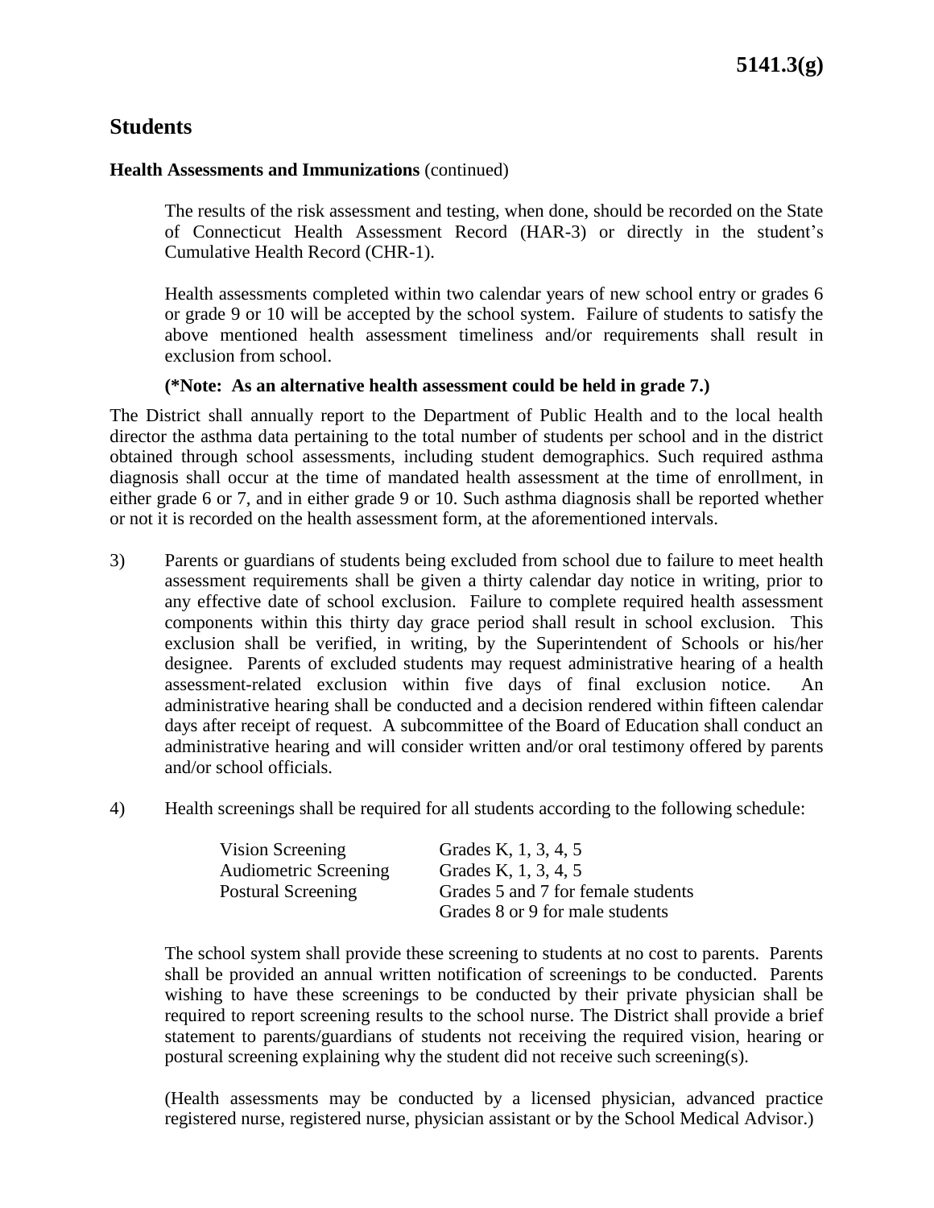## Students

**Health Assessments and Immunizations** (continued)

The results of the risk assessment and testing, when done, should be recorded on the State of Connecticut Health Assessment Record (HAR-3) or directly in the student's Cumulative Health Record (CHR-1).

Health assessments completed within two calendar years of new school entry or grades 6 or grade 9 or 10 will be accepted by the school system. Failure of students to satisfy the above mentioned health assessment timeliness and/or requirements shall result in exclusion from school.

**(*Note: As an alternative health assessment could be held in grade 7.)**

The District shall annually report to the Department of Public Health and to the local health director the asthma data pertaining to the total number of students per school and in the district obtained through school assessments, including student demographics. Such required asthma diagnosis shall occur at the time of mandated health assessment at the time of enrollment, in either grade 6 or 7, and in either grade 9 or 10. Such asthma diagnosis shall be reported whether or not it is recorded on the health assessment form, at the aforementioned intervals.

3) Parents or guardians of students being excluded from school due to failure to meet health assessment requirements shall be given a thirty calendar day notice in writing, prior to any effective date of school exclusion. Failure to complete required health assessment components within this thirty day grace period shall result in school exclusion. This exclusion shall be verified, in writing, by the Superintendent of Schools or his/her designee. Parents of excluded students may request administrative hearing of a health assessment-related exclusion within five days of final exclusion notice. An administrative hearing shall be conducted and a decision rendered within fifteen calendar days after receipt of request. A subcommittee of the Board of Education shall conduct an administrative hearing and will consider written and/or oral testimony offered by parents and/or school officials.

4) Health screenings shall be required for all students according to the following schedule:

| | |
|---|---|
| Vision Screening | Grades K, 1, 3, 4, 5 |
| Audiometric Screening | Grades K, 1, 3, 4, 5 |
| Postural Screening | Grades 5 and 7 for female students<br>Grades 8 or 9 for male students |

The school system shall provide these screening to students at no cost to parents. Parents shall be provided an annual written notification of screenings to be conducted. Parents wishing to have these screenings to be conducted by their private physician shall be required to report screening results to the school nurse. The District shall provide a brief statement to parents/guardians of students not receiving the required vision, hearing or postural screening explaining why the student did not receive such screening(s).

(Health assessments may be conducted by a licensed physician, advanced practice registered nurse, registered nurse, physician assistant or by the School Medical Advisor.)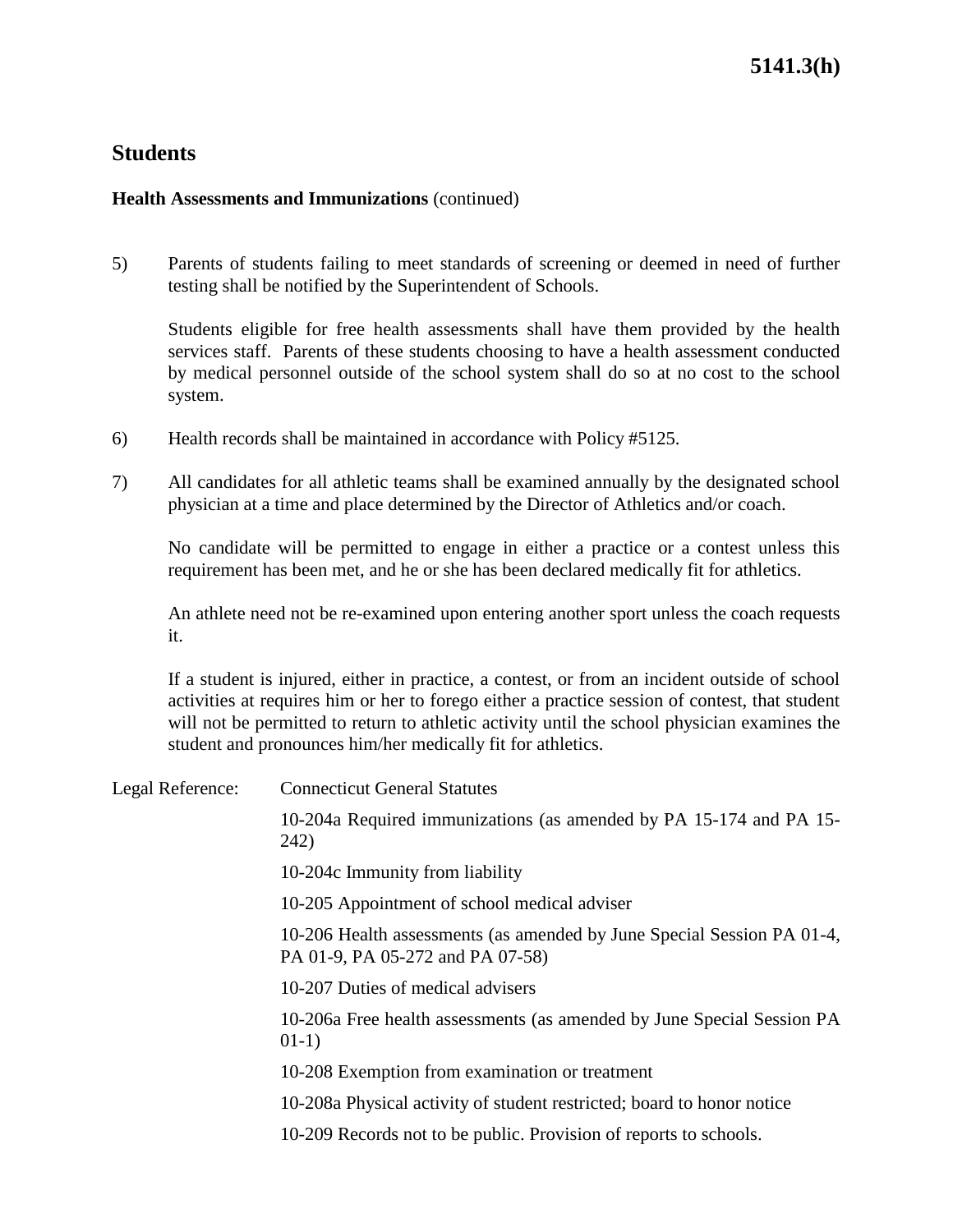## Students

**Health Assessments and Immunizations** (continued)

5) Parents of students failing to meet standards of screening or deemed in need of further testing shall be notified by the Superintendent of Schools.

   Students eligible for free health assessments shall have them provided by the health services staff. Parents of these students choosing to have a health assessment conducted by medical personnel outside of the school system shall do so at no cost to the school system.

6) Health records shall be maintained in accordance with Policy #5125.

7) All candidates for all athletic teams shall be examined annually by the designated school physician at a time and place determined by the Director of Athletics and/or coach.

   No candidate will be permitted to engage in either a practice or a contest unless this requirement has been met, and he or she has been declared medically fit for athletics.

   An athlete need not be re-examined upon entering another sport unless the coach requests it.

   If a student is injured, either in practice, a contest, or from an incident outside of school activities at requires him or her to forego either a practice session of contest, that student will not be permitted to return to athletic activity until the school physician examines the student and pronounces him/her medically fit for athletics.

Legal Reference: Connecticut General Statutes

10-204a Required immunizations (as amended by PA 15-174 and PA 15-242)

10-204c Immunity from liability

10-205 Appointment of school medical adviser

10-206 Health assessments (as amended by June Special Session PA 01-4, PA 01-9, PA 05-272 and PA 07-58)

10-207 Duties of medical advisers

10-206a Free health assessments (as amended by June Special Session PA 01-1)

10-208 Exemption from examination or treatment

10-208a Physical activity of student restricted; board to honor notice

10-209 Records not to be public. Provision of reports to schools.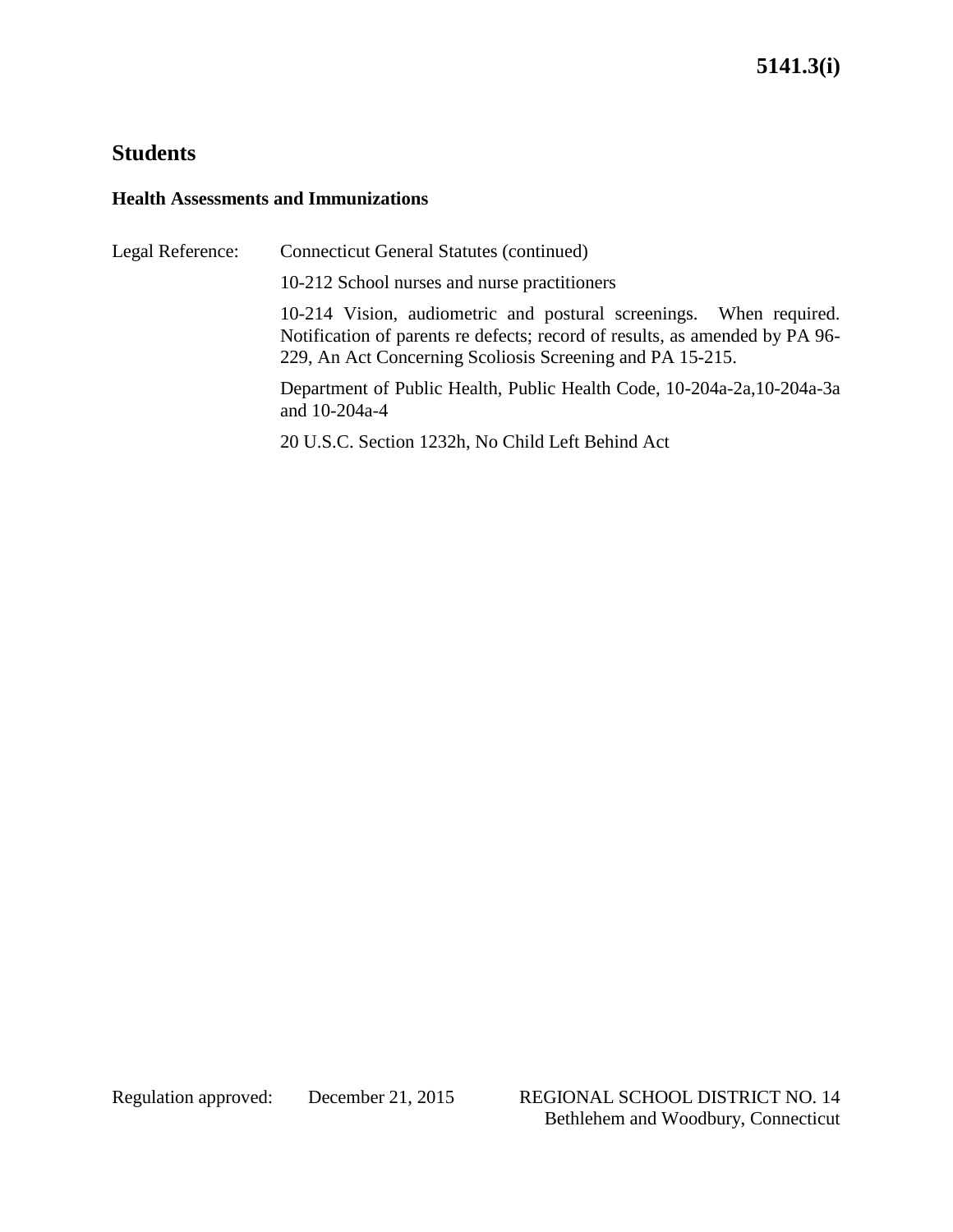## Students

### Health Assessments and Immunizations

Legal Reference: Connecticut General Statutes (continued)

10-212 School nurses and nurse practitioners

10-214 Vision, audiometric and postural screenings. When required. Notification of parents re defects; record of results, as amended by PA 96-229, An Act Concerning Scoliosis Screening and PA 15-215.

Department of Public Health, Public Health Code, 10-204a-2a,10-204a-3a and 10-204a-4

20 U.S.C. Section 1232h, No Child Left Behind Act

Regulation approved: December 21, 2015

REGIONAL SCHOOL DISTRICT NO. 14
Bethlehem and Woodbury, Connecticut